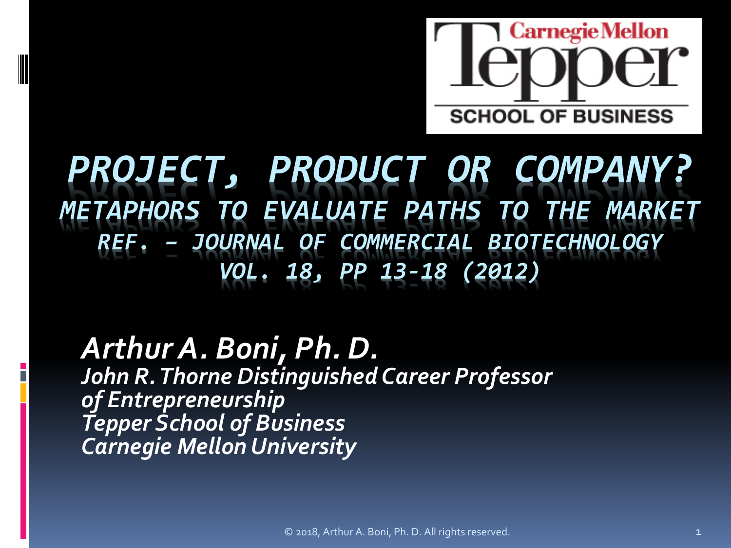# PROJECT, PRODUCT OR COMPANY?

## METAPHORS TO EVALUATE PATHS TO THE MARKET

*REF. – JOURNAL OF COMMERCIAL BIOTECHNOLOGY VOL. 18, PP 13-18 (2012)*

***Arthur A. Boni, Ph. D.***
*John R. Thorne Distinguished Career Professor of Entrepreneurship*
*Tepper School of Business*
*Carnegie Mellon University*

© 2018, Arthur A. Boni, Ph. D. All rights reserved.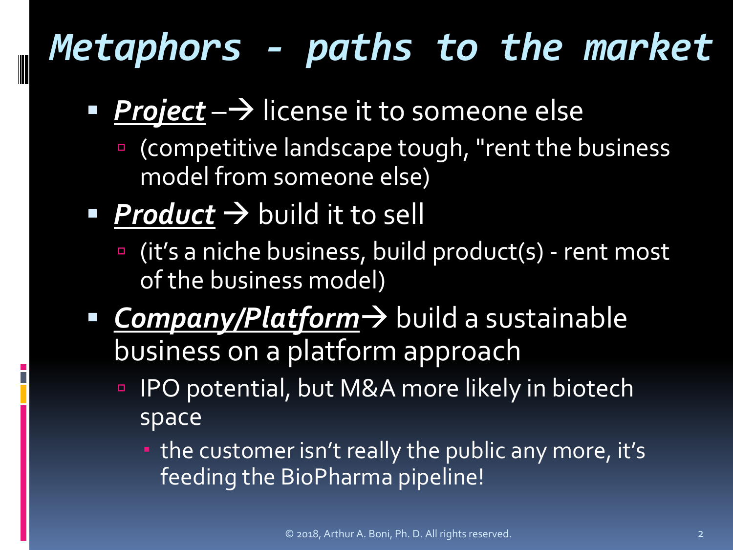# Metaphors - paths to the market

- ***Project*** –→ license it to someone else
  - (competitive landscape tough, "rent the business model from someone else)
- ***Product*** → build it to sell
  - (it's a niche business, build product(s) - rent most of the business model)
- ***Company/Platform***→ build a sustainable business on a platform approach
  - IPO potential, but M&A more likely in biotech space
    - the customer isn't really the public any more, it's feeding the BioPharma pipeline!

© 2018, Arthur A. Boni, Ph. D. All rights reserved.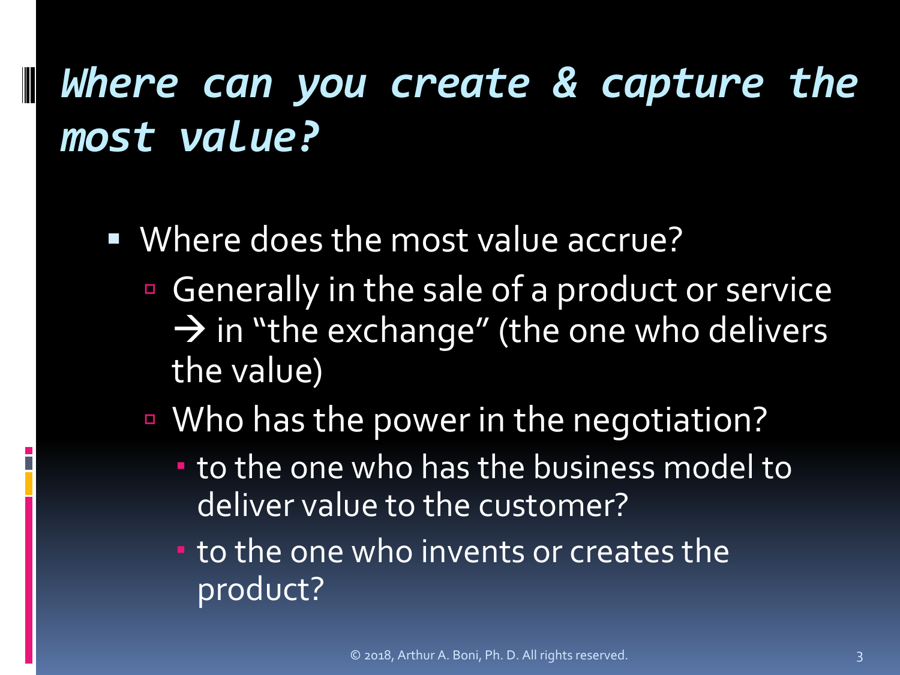# *Where can you create & capture the most value?*

- Where does the most value accrue?
  - Generally in the sale of a product or service → in "the exchange" (the one who delivers the value)
  - Who has the power in the negotiation?
    - to the one who has the business model to deliver value to the customer?
    - to the one who invents or creates the product?

© 2018, Arthur A. Boni, Ph. D. All rights reserved.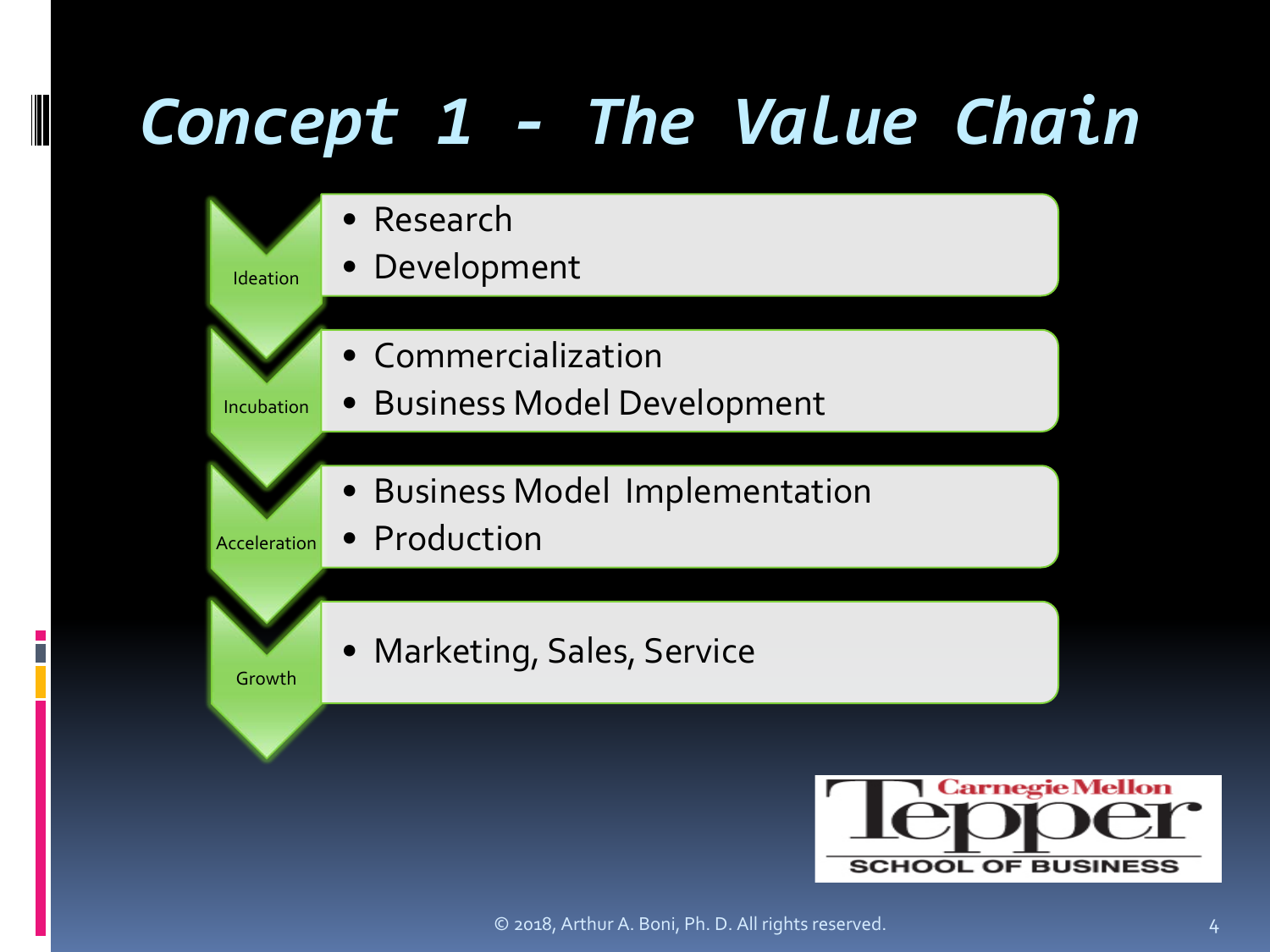# Concept 1 - The Value Chain

**Ideation**
- Research
- Development

**Incubation**
- Commercialization
- Business Model Development

**Acceleration**
- Business Model Implementation
- Production

**Growth**
- Marketing, Sales, Service

Carnegie Mellon Tepper SCHOOL OF BUSINESS

© 2018, Arthur A. Boni, Ph. D. All rights reserved.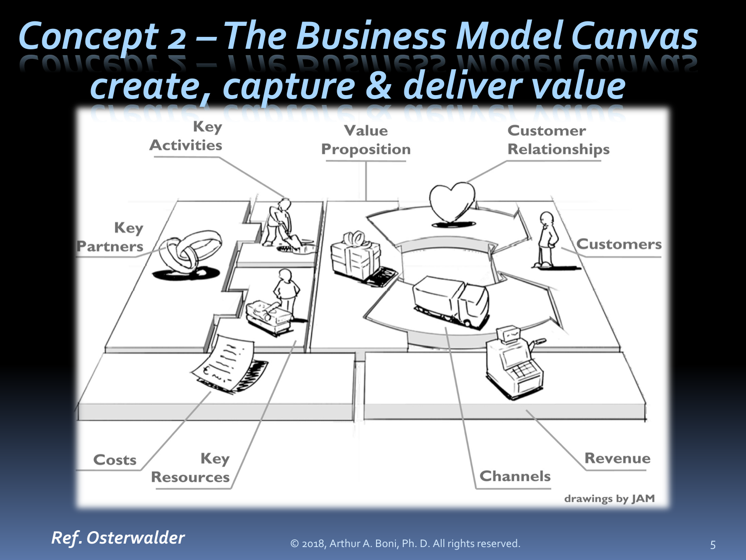# Concept 2 – The Business Model Canvas create, capture & deliver value

Key Activities

Value Proposition

Customer Relationships

Key Partners

Customers

Costs

Key Resources

Channels

Revenue

drawings by JAM

*Ref. Osterwalder*

© 2018, Arthur A. Boni, Ph. D. All rights reserved.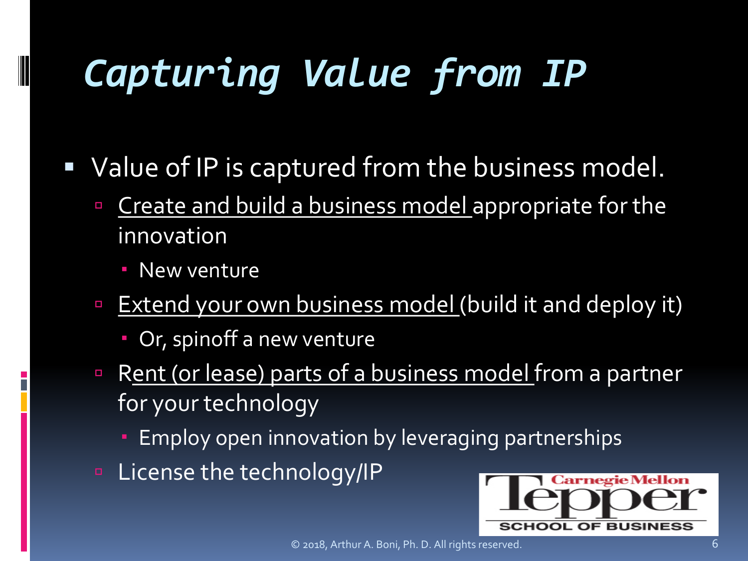# Capturing Value from IP

- Value of IP is captured from the business model.
  - Create and build a business model appropriate for the innovation
    - New venture
  - Extend your own business model (build it and deploy it)
    - Or, spinoff a new venture
  - Rent (or lease) parts of a business model from a partner for your technology
    - Employ open innovation by leveraging partnerships
  - License the technology/IP

Carnegie Mellon Tepper School of Business

© 2018, Arthur A. Boni, Ph. D. All rights reserved.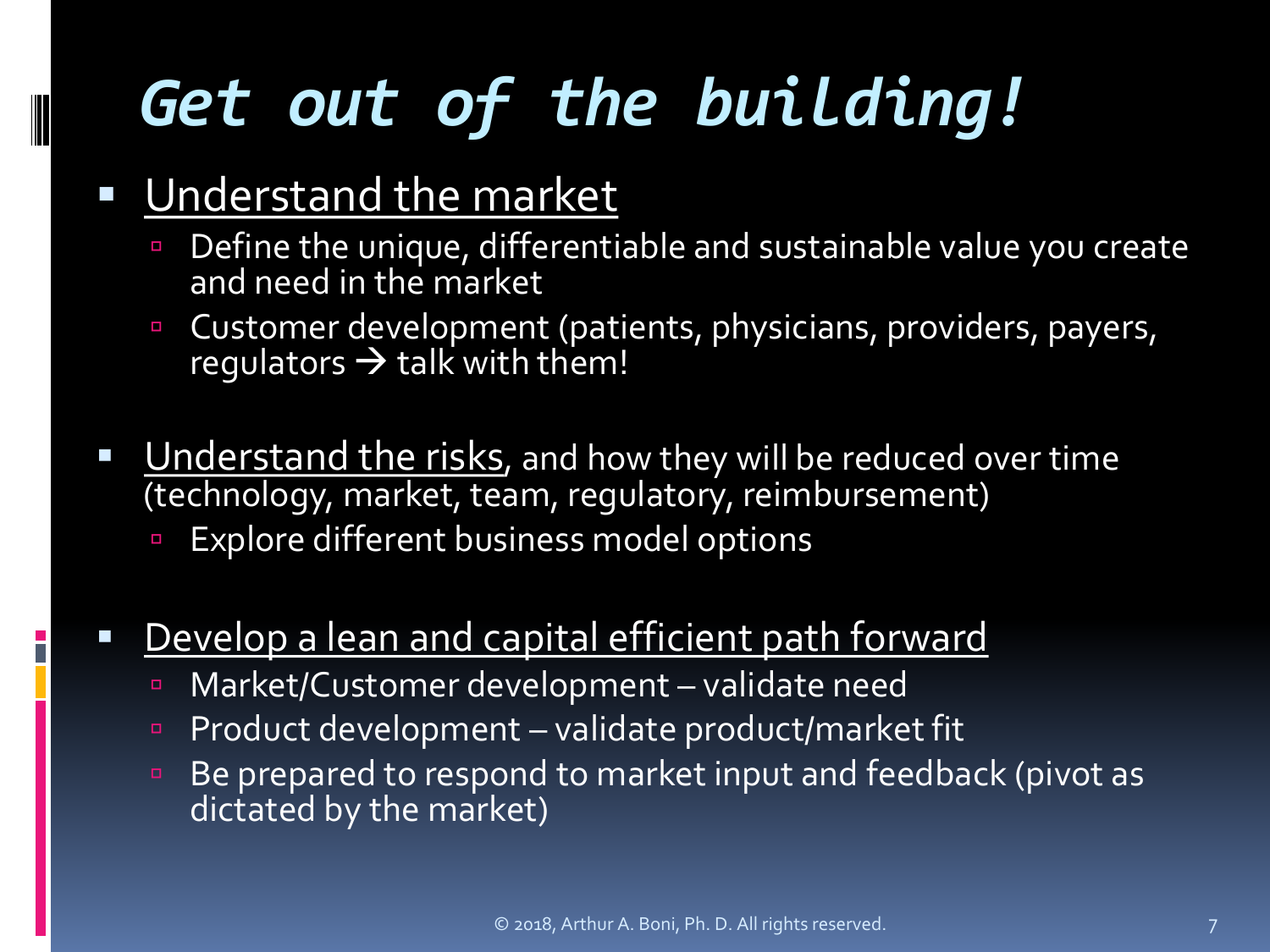# *Get out of the building!*

- <u>Understand the market</u>
  - Define the unique, differentiable and sustainable value you create and need in the market
  - Customer development (patients, physicians, providers, payers, regulators → talk with them!

- <u>Understand the risks</u>, and how they will be reduced over time (technology, market, team, regulatory, reimbursement)
  - Explore different business model options

- <u>Develop a lean and capital efficient path forward</u>
  - Market/Customer development – validate need
  - Product development – validate product/market fit
  - Be prepared to respond to market input and feedback (pivot as dictated by the market)

© 2018, Arthur A. Boni, Ph. D. All rights reserved.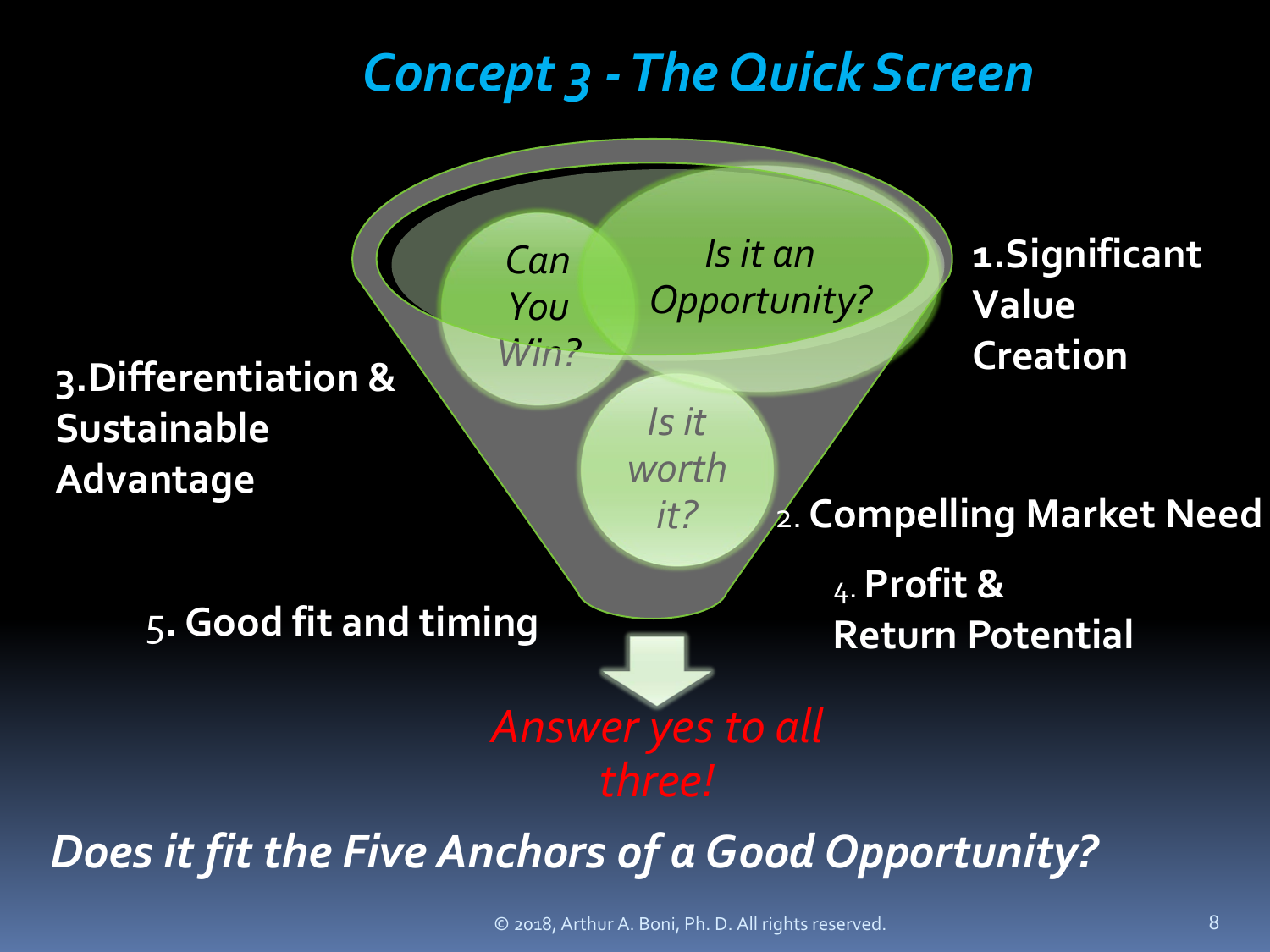# Concept 3 - The Quick Screen

*Can You Win?*

*Is it an Opportunity?*

*Is it worth it?*

1. **Significant Value Creation**
2. **Compelling Market Need**
3. **Differentiation & Sustainable Advantage**
4. **Profit & Return Potential**
5. **Good fit and timing**

*Answer yes to all three!*

***Does it fit the Five Anchors of a Good Opportunity?***

© 2018, Arthur A. Boni, Ph. D. All rights reserved.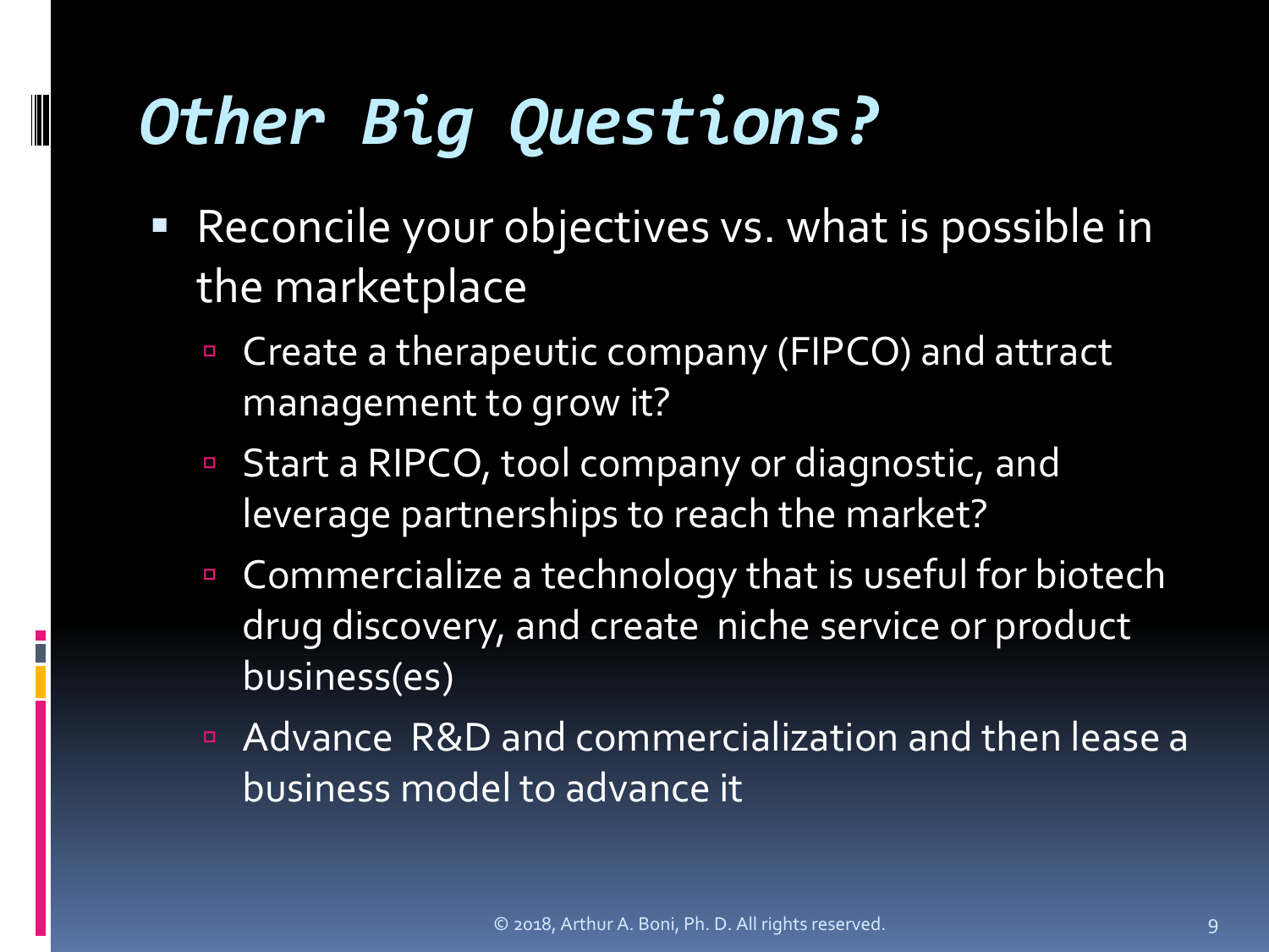# *Other Big Questions?*

- Reconcile your objectives vs. what is possible in the marketplace
  - Create a therapeutic company (FIPCO) and attract management to grow it?
  - Start a RIPCO, tool company or diagnostic, and leverage partnerships to reach the market?
  - Commercialize a technology that is useful for biotech drug discovery, and create niche service or product business(es)
  - Advance R&D and commercialization and then lease a business model to advance it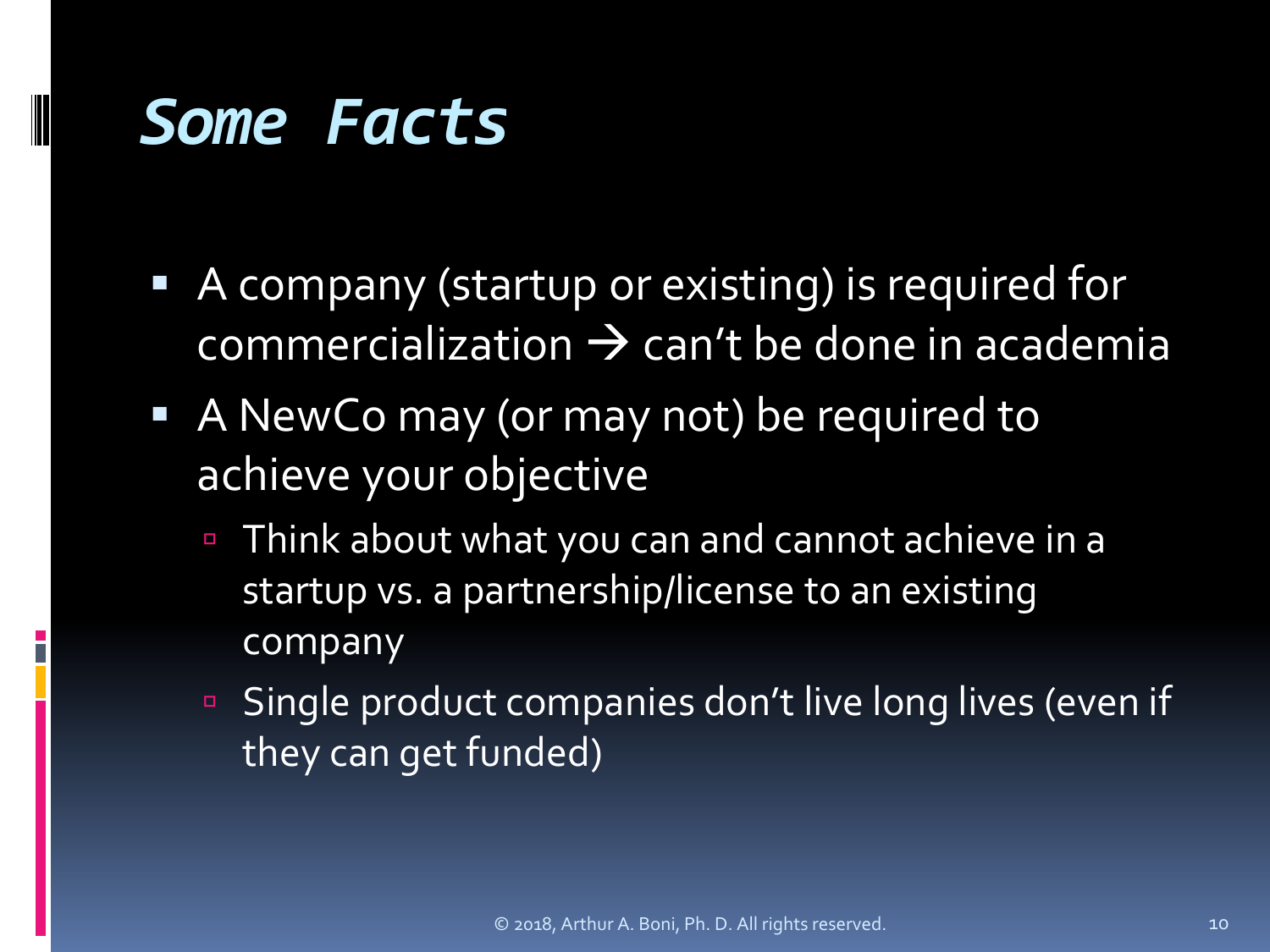# Some Facts

- A company (startup or existing) is required for commercialization → can't be done in academia
- A NewCo may (or may not) be required to achieve your objective
  - Think about what you can and cannot achieve in a startup vs. a partnership/license to an existing company
  - Single product companies don't live long lives (even if they can get funded)

© 2018, Arthur A. Boni, Ph. D. All rights reserved.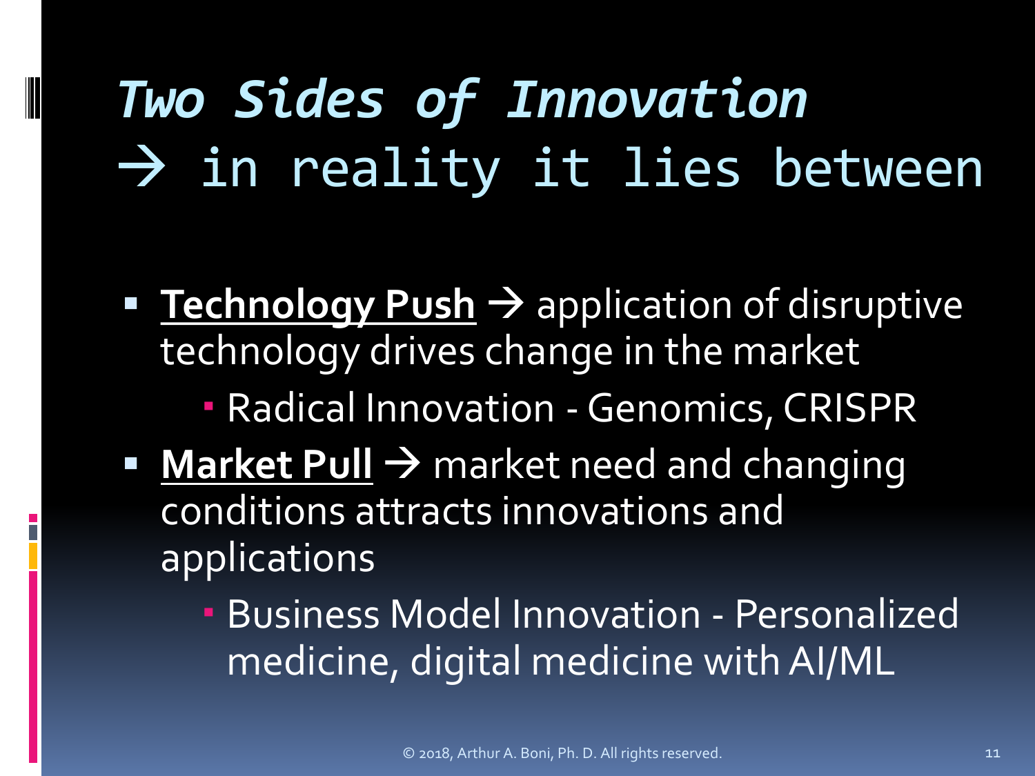# *Two Sides of Innovation* → in reality it lies between

- **<u>Technology Push</u>** → application of disruptive technology drives change in the market
  - Radical Innovation - Genomics, CRISPR
- **<u>Market Pull</u>** → market need and changing conditions attracts innovations and applications
  - Business Model Innovation - Personalized medicine, digital medicine with AI/ML

© 2018, Arthur A. Boni, Ph. D. All rights reserved.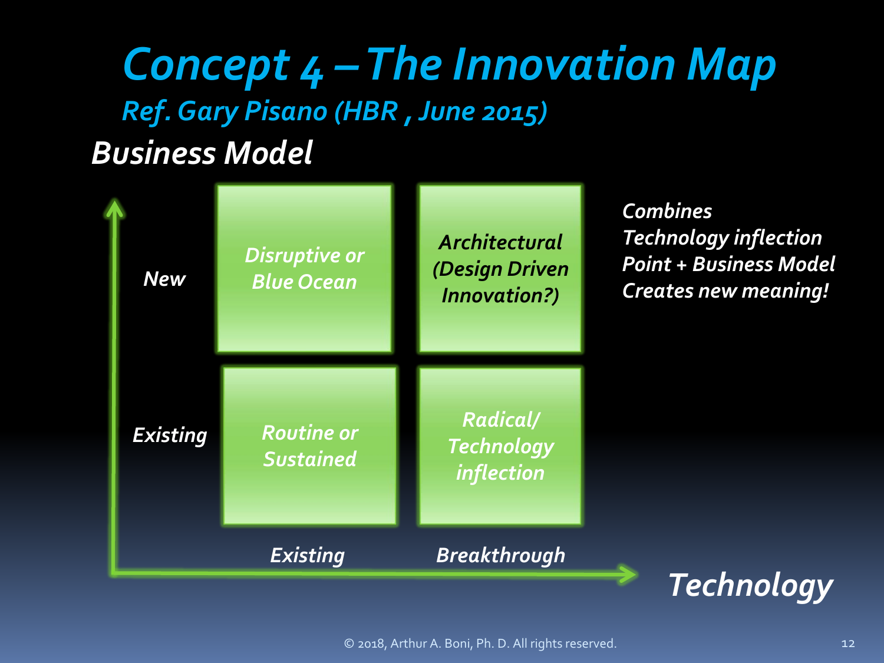# Concept 4 – The Innovation Map

*Ref. Gary Pisano (HBR , June 2015)*

| Business Model ↑ / Technology → | Existing | Breakthrough |
| --- | --- | --- |
| **New** | Disruptive or Blue Ocean | Architectural (Design Driven Innovation?) |
| **Existing** | Routine or Sustained | Radical/ Technology inflection |

*Combines Technology inflection Point + Business Model Creates new meaning!*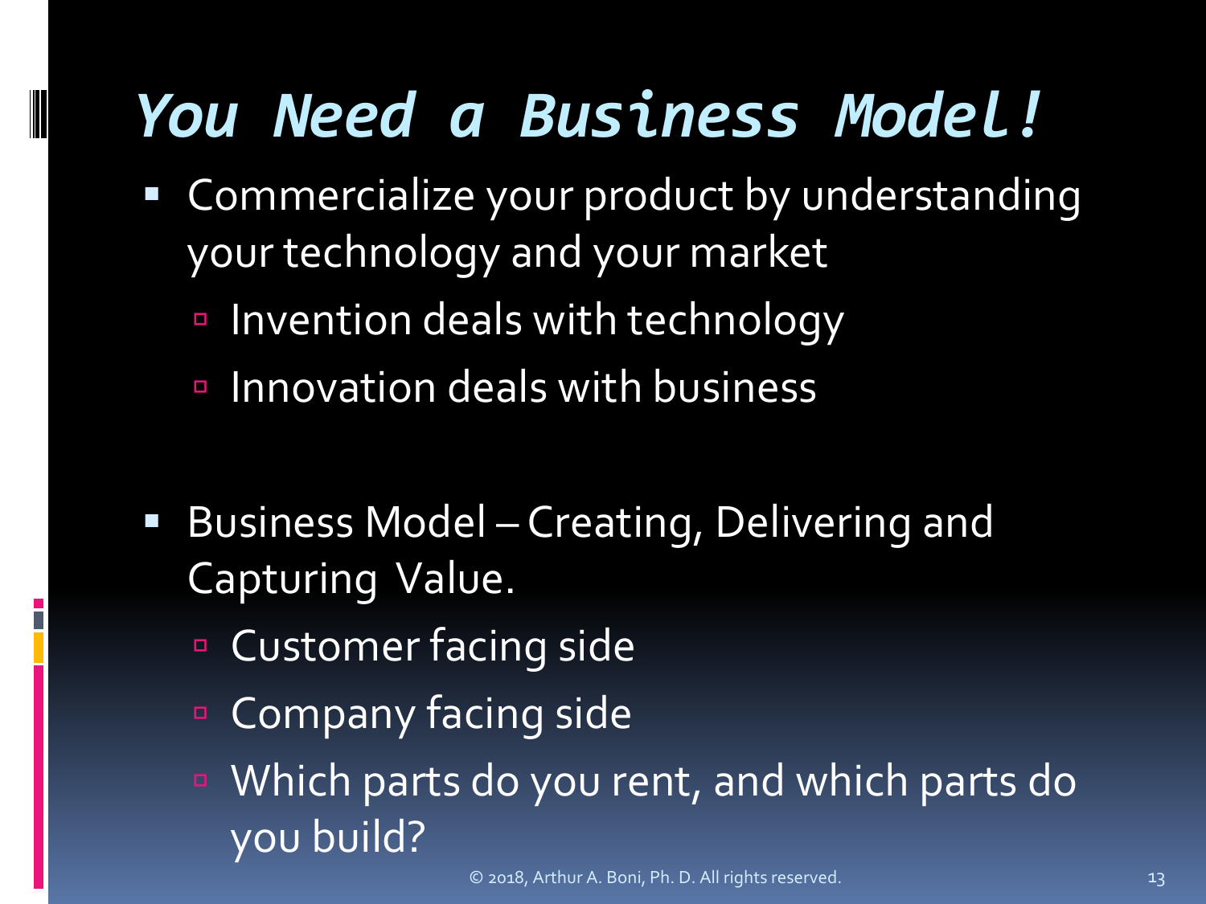# You Need a Business Model!

- Commercialize your product by understanding your technology and your market
  - Invention deals with technology
  - Innovation deals with business

- Business Model – Creating, Delivering and Capturing Value.
  - Customer facing side
  - Company facing side
  - Which parts do you rent, and which parts do you build?

© 2018, Arthur A. Boni, Ph. D. All rights reserved.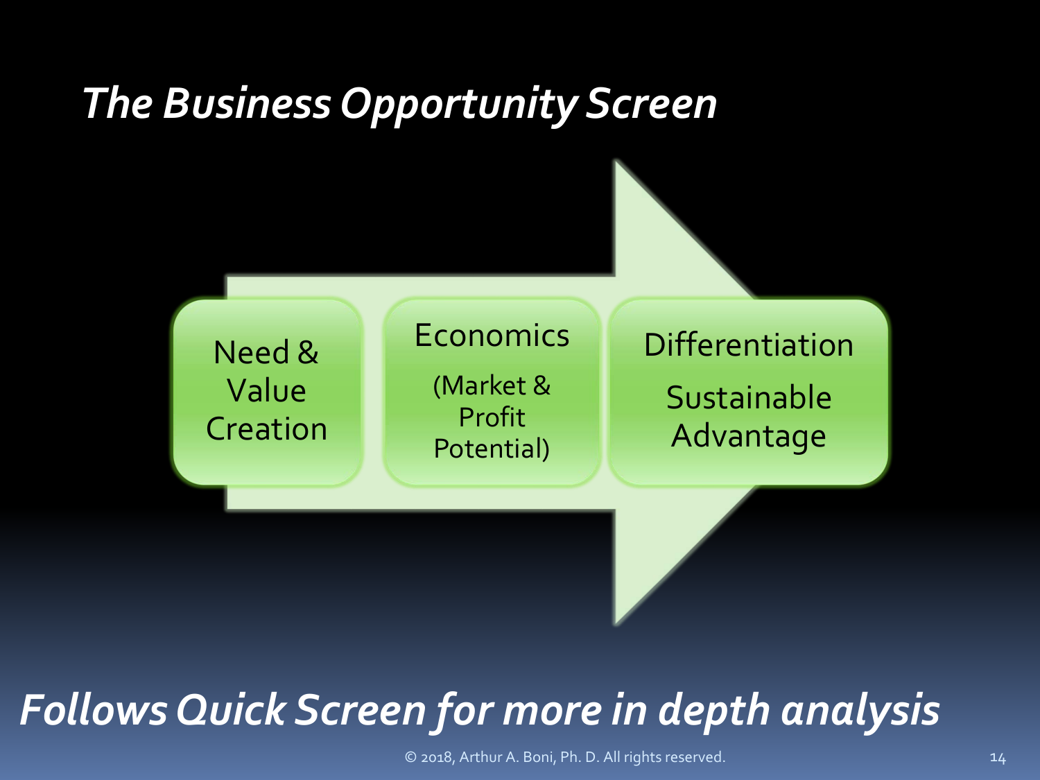# *The Business Opportunity Screen*

- Need & Value Creation
- Economics (Market & Profit Potential)
- Differentiation Sustainable Advantage

***Follows Quick Screen for more in depth analysis***

© 2018, Arthur A. Boni, Ph. D. All rights reserved.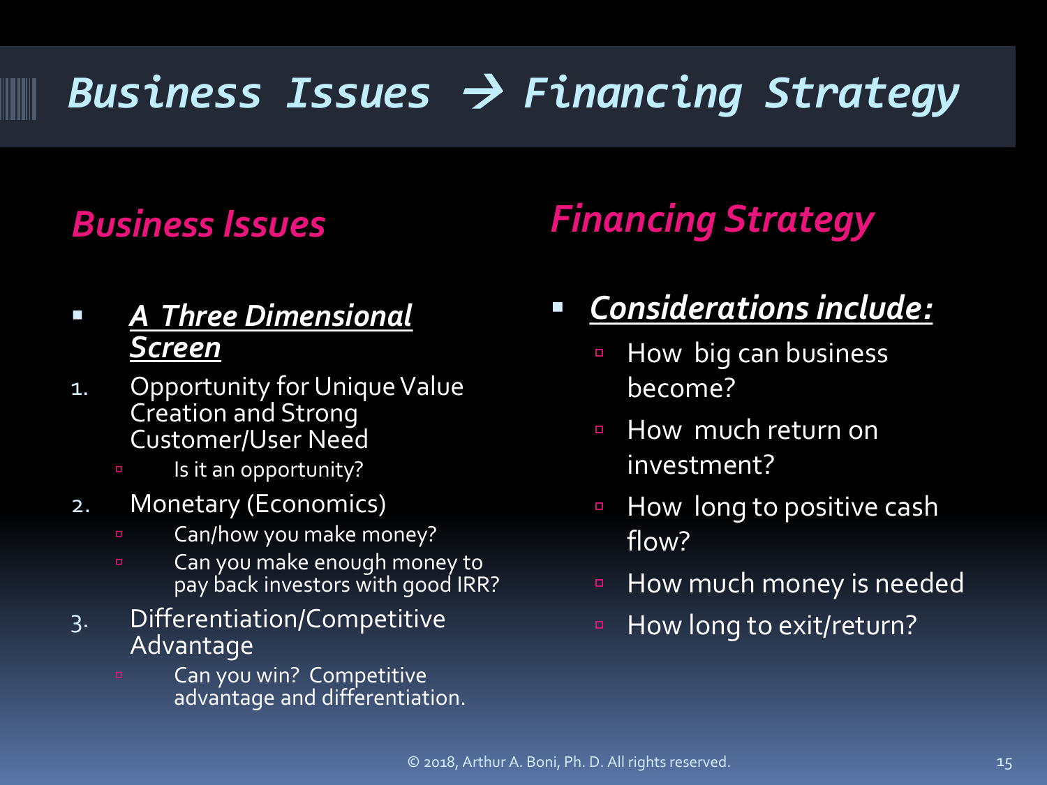# Business Issues → Financing Strategy

## Business Issues

- ***A Three Dimensional Screen***

1. Opportunity for Unique Value Creation and Strong Customer/User Need
   - Is it an opportunity?
2. Monetary (Economics)
   - Can/how you make money?
   - Can you make enough money to pay back investors with good IRR?
3. Differentiation/Competitive Advantage
   - Can you win? Competitive advantage and differentiation.

## Financing Strategy

- ***Considerations include:***
  - How big can business become?
  - How much return on investment?
  - How long to positive cash flow?
  - How much money is needed
  - How long to exit/return?

© 2018, Arthur A. Boni, Ph. D. All rights reserved.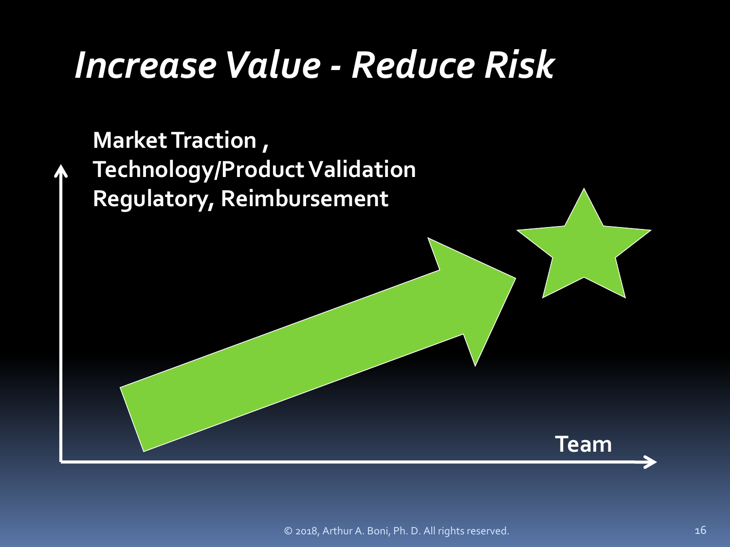# *Increase Value - Reduce Risk*

**Market Traction ,**
**Technology/Product Validation**
**Regulatory, Reimbursement**

**Team**

© 2018, Arthur A. Boni, Ph. D. All rights reserved.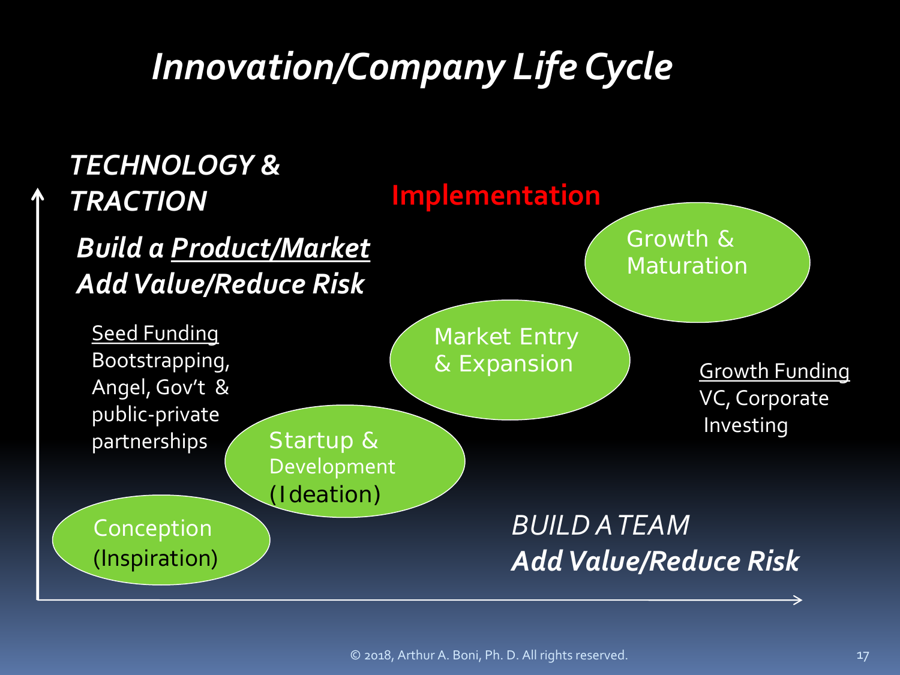# *Innovation/Company Life Cycle*

***TECHNOLOGY & TRACTION***

**Implementation**

***Build a Product/Market***
***Add Value/Reduce Risk***

Seed Funding
Bootstrapping, Angel, Gov't & public-private partnerships

Conception (Inspiration)

Startup & Development (Ideation)

Market Entry & Expansion

Growth & Maturation

Growth Funding
VC, Corporate Investing

*BUILD A TEAM*
***Add Value/Reduce Risk***

© 2018, Arthur A. Boni, Ph. D. All rights reserved.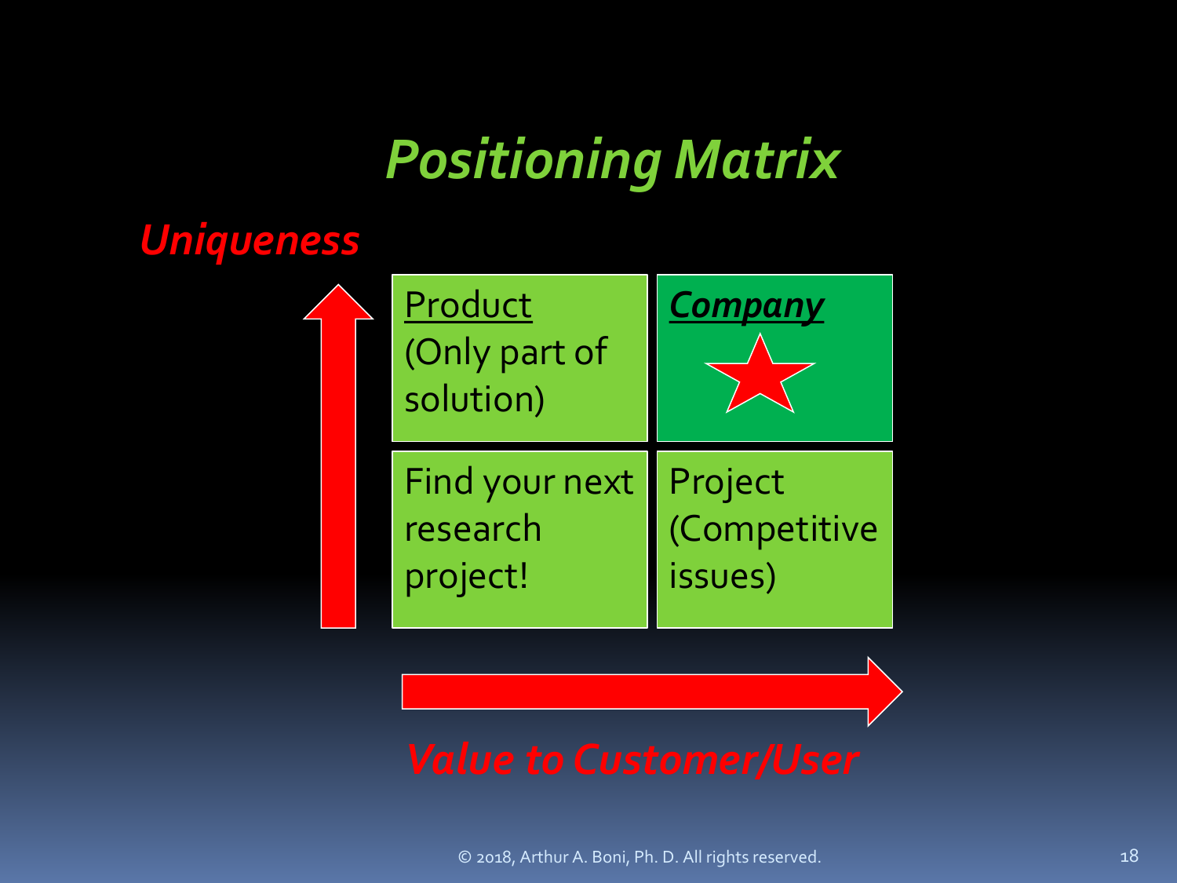# *Positioning Matrix*

***Uniqueness*** ↑

| | Low Value to Customer/User | High Value to Customer/User |
|---|---|---|
| **High Uniqueness** | Product (Only part of solution) | ***Company*** ★ |
| **Low Uniqueness** | Find your next research project! | Project (Competitive issues) |

***Value to Customer/User*** →

© 2018, Arthur A. Boni, Ph. D. All rights reserved.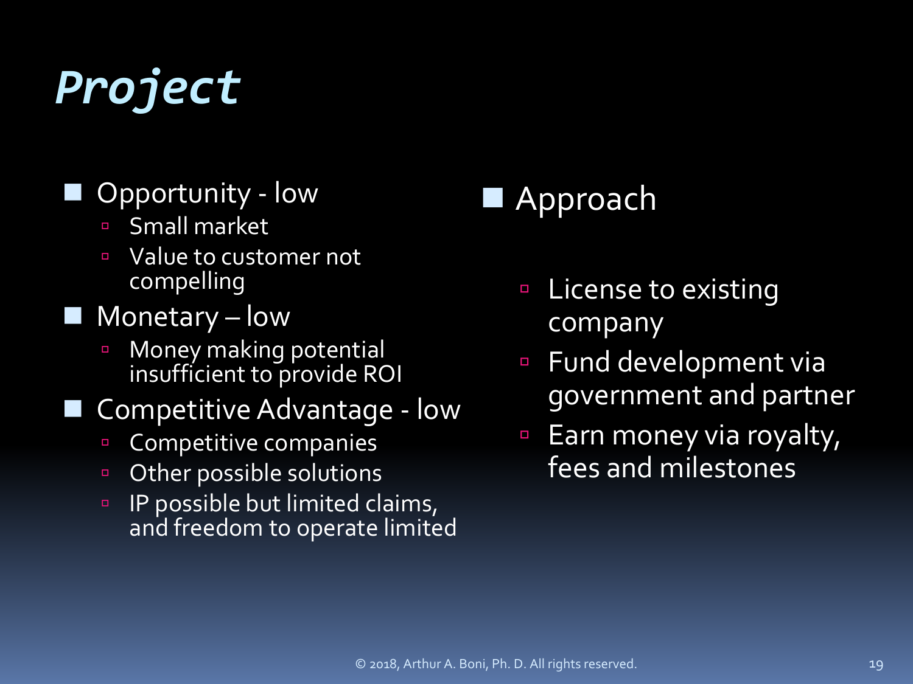# *Project*

- Opportunity - low
  - Small market
  - Value to customer not compelling
- Monetary – low
  - Money making potential insufficient to provide ROI
- Competitive Advantage - low
  - Competitive companies
  - Other possible solutions
  - IP possible but limited claims, and freedom to operate limited

- Approach
  - License to existing company
  - Fund development via government and partner
  - Earn money via royalty, fees and milestones

© 2018, Arthur A. Boni, Ph. D. All rights reserved.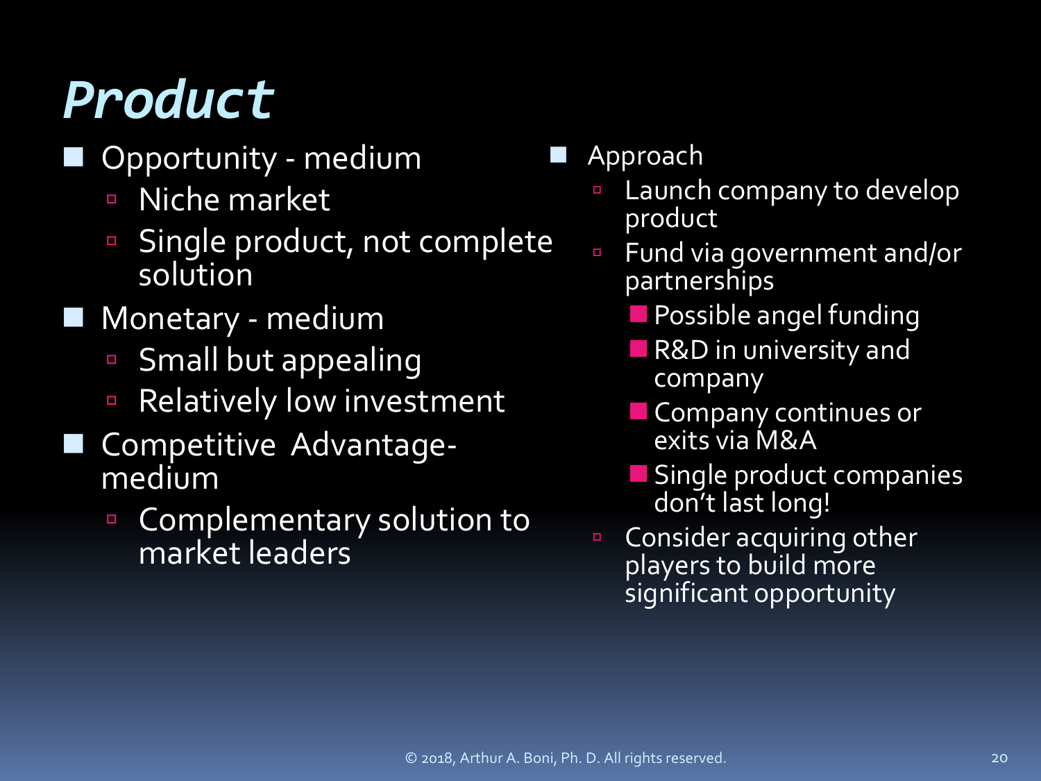# *Product*

- Opportunity - medium
  - Niche market
  - Single product, not complete solution
- Monetary - medium
  - Small but appealing
  - Relatively low investment
- Competitive Advantage-medium
  - Complementary solution to market leaders

- Approach
  - Launch company to develop product
  - Fund via government and/or partnerships
    - Possible angel funding
    - R&D in university and company
    - Company continues or exits via M&A
    - Single product companies don't last long!
  - Consider acquiring other players to build more significant opportunity

© 2018, Arthur A. Boni, Ph. D. All rights reserved.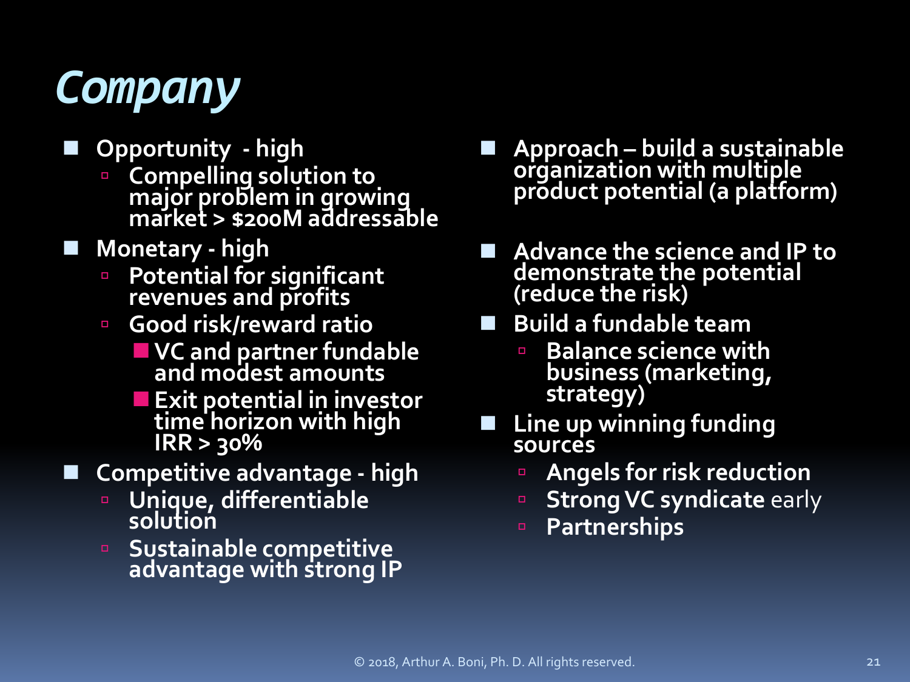# *Company*

- Opportunity - high
  - Compelling solution to major problem in growing market > $200M addressable
- Monetary - high
  - Potential for significant revenues and profits
  - Good risk/reward ratio
    - VC and partner fundable and modest amounts
    - Exit potential in investor time horizon with high IRR > 30%
- Competitive advantage - high
  - Unique, differentiable solution
  - Sustainable competitive advantage with strong IP

- Approach – build a sustainable organization with multiple product potential (a platform)
- Advance the science and IP to demonstrate the potential (reduce the risk)
- Build a fundable team
  - Balance science with business (marketing, strategy)
- Line up winning funding sources
  - Angels for risk reduction
  - Strong VC syndicate early
  - Partnerships

© 2018, Arthur A. Boni, Ph. D. All rights reserved.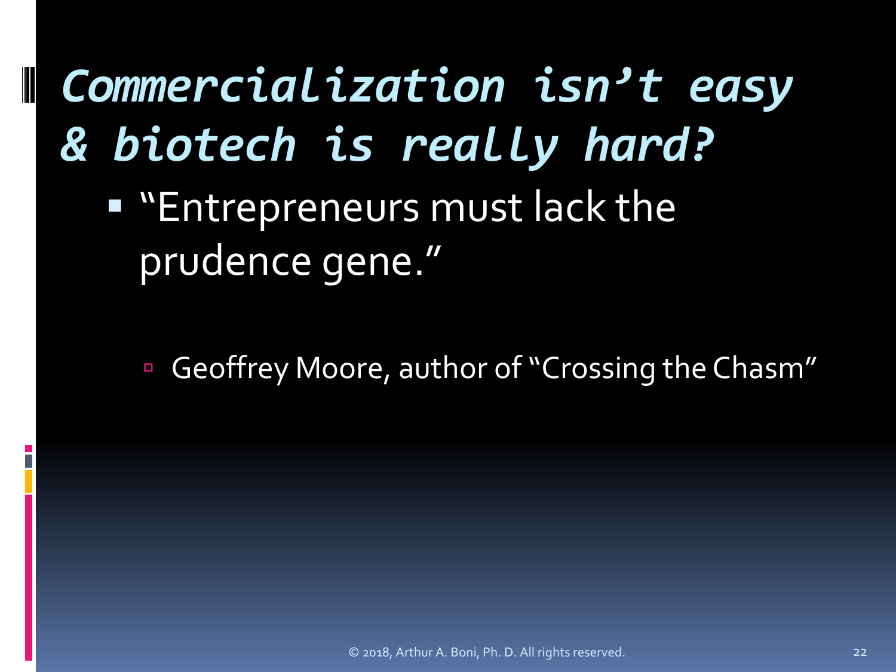# *Commercialization isn't easy & biotech is really hard?*

- "Entrepreneurs must lack the prudence gene."
  - Geoffrey Moore, author of "Crossing the Chasm"

© 2018, Arthur A. Boni, Ph. D. All rights reserved.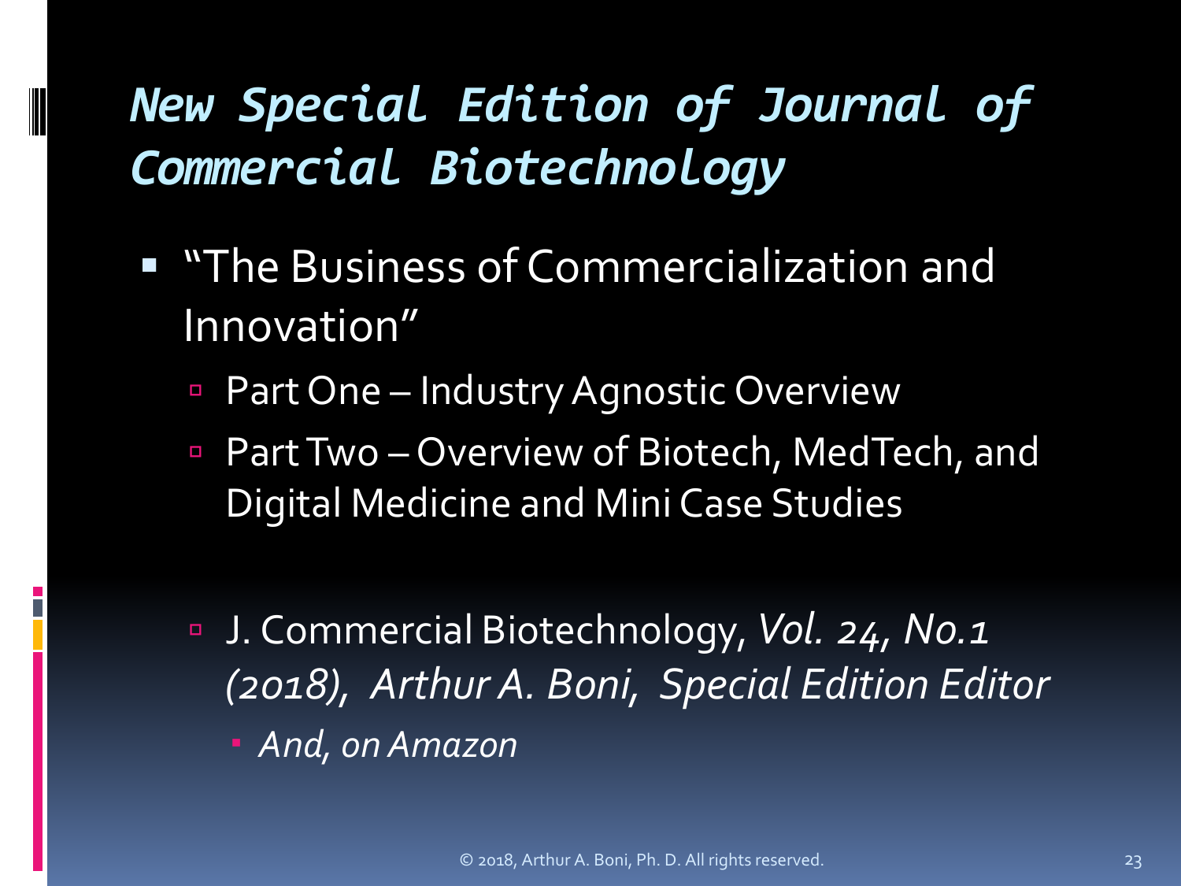# *New Special Edition of Journal of Commercial Biotechnology*

- "The Business of Commercialization and Innovation"
  - Part One – Industry Agnostic Overview
  - Part Two – Overview of Biotech, MedTech, and Digital Medicine and Mini Case Studies

  - J. Commercial Biotechnology, *Vol. 24, No.1 (2018), Arthur A. Boni, Special Edition Editor*
    - *And, on Amazon*

© 2018, Arthur A. Boni, Ph. D. All rights reserved.